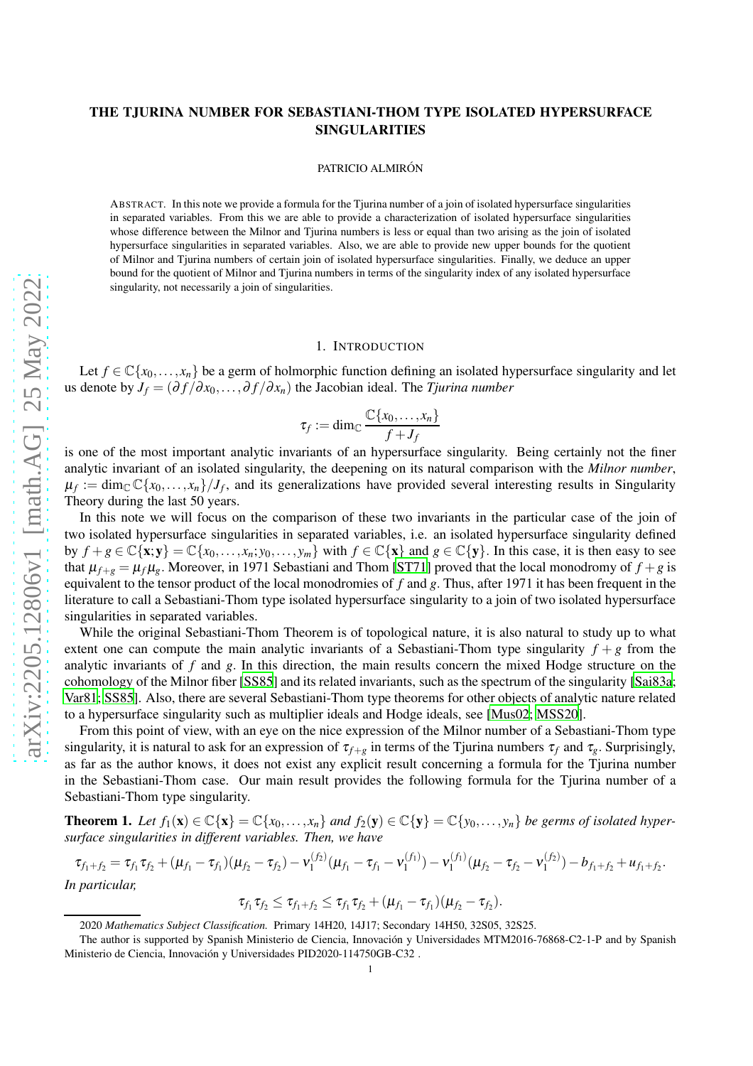# THE TJURINA NUMBER FOR SEBASTIANI-THOM TYPE ISOLATED HYPERSURFACE SINGULARITIES

PATRICIO ALMIRÓN

ABSTRACT. In this note we provide a formula for the Tjurina number of a join of isolated hypersurface singularities in separated variables. From this we are able to provide a characterization of isolated hypersurface singularities whose difference between the Milnor and Tjurina numbers is less or equal than two arising as the join of isolated hypersurface singularities in separated variables. Also, we are able to provide new upper bounds for the quotient of Milnor and Tjurina numbers of certain join of isolated hypersurface singularities. Finally, we deduce an upper bound for the quotient of Milnor and Tjurina numbers in terms of the singularity index of any isolated hypersurface singularity, not necessarily a join of singularities.

## 1. INTRODUCTION

Let $f \in \mathbb{C}\{x_0,\dots,x_n\}$ be a germ of holmorphic function defining an isolated hypersurface singularity and let us denote by $J_f = (\partial f/\partial x_0,\dots,\partial f/\partial x_n)$ the Jacobian ideal. The *Tjurina number*

$$\tau_f := \dim_{\mathbb{C}} \frac{\mathbb{C}\{x_0,\dots,x_n\}}{f+J_f}$$

is one of the most important analytic invariants of an hypersurface singularity. Being certainly not the finer analytic invariant of an isolated singularity, the deepening on its natural comparison with the *Milnor number*, $\mu_f := \dim_{\mathbb{C}} \mathbb{C}\{x_0,\dots,x_n\}/J_f$, and its generalizations have provided several interesting results in Singularity Theory during the last 50 years.

In this note we will focus on the comparison of these two invariants in the particular case of the join of two isolated hypersurface singularities in separated variables, i.e. an isolated hypersurface singularity defined by $f+g \in \mathbb{C}\{\mathbf{x};\mathbf{y}\} = \mathbb{C}\{x_0,\dots,x_n;y_0,\dots,y_m\}$ with $f \in \mathbb{C}\{\mathbf{x}\}$ and $g \in \mathbb{C}\{\mathbf{y}\}$. In this case, it is then easy to see that $\mu_{f+g} = \mu_f\mu_g$. Moreover, in 1971 Sebastiani and Thom [ST71] proved that the local monodromy of $f+g$ is equivalent to the tensor product of the local monodromies of $f$ and $g$. Thus, after 1971 it has been frequent in the literature to call a Sebastiani-Thom type isolated hypersurface singularity to a join of two isolated hypersurface singularities in separated variables.

While the original Sebastiani-Thom Theorem is of topological nature, it is also natural to study up to what extent one can compute the main analytic invariants of a Sebastiani-Thom type singularity $f+g$ from the analytic invariants of $f$ and $g$. In this direction, the main results concern the mixed Hodge structure on the cohomology of the Milnor fiber [SS85] and its related invariants, such as the spectrum of the singularity [Sai83a; Var81; SS85]. Also, there are several Sebastiani-Thom type theorems for other objects of analytic nature related to a hypersurface singularity such as multiplier ideals and Hodge ideals, see [Mus02; MSS20].

From this point of view, with an eye on the nice expression of the Milnor number of a Sebastiani-Thom type singularity, it is natural to ask for an expression of $\tau_{f+g}$ in terms of the Tjurina numbers $\tau_f$ and $\tau_g$. Surprisingly, as far as the author knows, it does not exist any explicit result concerning a formula for the Tjurina number in the Sebastiani-Thom case. Our main result provides the following formula for the Tjurina number of a Sebastiani-Thom type singularity.

**Theorem 1.** *Let $f_1(\mathbf{x}) \in \mathbb{C}\{\mathbf{x}\} = \mathbb{C}\{x_0,\dots,x_n\}$ and $f_2(\mathbf{y}) \in \mathbb{C}\{\mathbf{y}\} = \mathbb{C}\{y_0,\dots,y_n\}$ be germs of isolated hypersurface singularities in different variables. Then, we have*

$$\tau_{f_1+f_2} = \tau_{f_1}\tau_{f_2} + (\mu_{f_1}-\tau_{f_1})(\mu_{f_2}-\tau_{f_2}) - \nu_1^{(f_2)}(\mu_{f_1}-\tau_{f_1}-\nu_1^{(f_1)}) - \nu_1^{(f_1)}(\mu_{f_2}-\tau_{f_2}-\nu_1^{(f_2)}) - b_{f_1+f_2} + u_{f_1+f_2}.$$

*In particular,*

$$\tau_{f_1}\tau_{f_2} \le \tau_{f_1+f_2} \le \tau_{f_1}\tau_{f_2} + (\mu_{f_1}-\tau_{f_1})(\mu_{f_2}-\tau_{f_2}).$$

---

2020 *Mathematics Subject Classification.* Primary 14H20, 14J17; Secondary 14H50, 32S05, 32S25.

The author is supported by Spanish Ministerio de Ciencia, Innovación y Universidades MTM2016-76868-C2-1-P and by Spanish Ministerio de Ciencia, Innovación y Universidades PID2020-114750GB-C32 .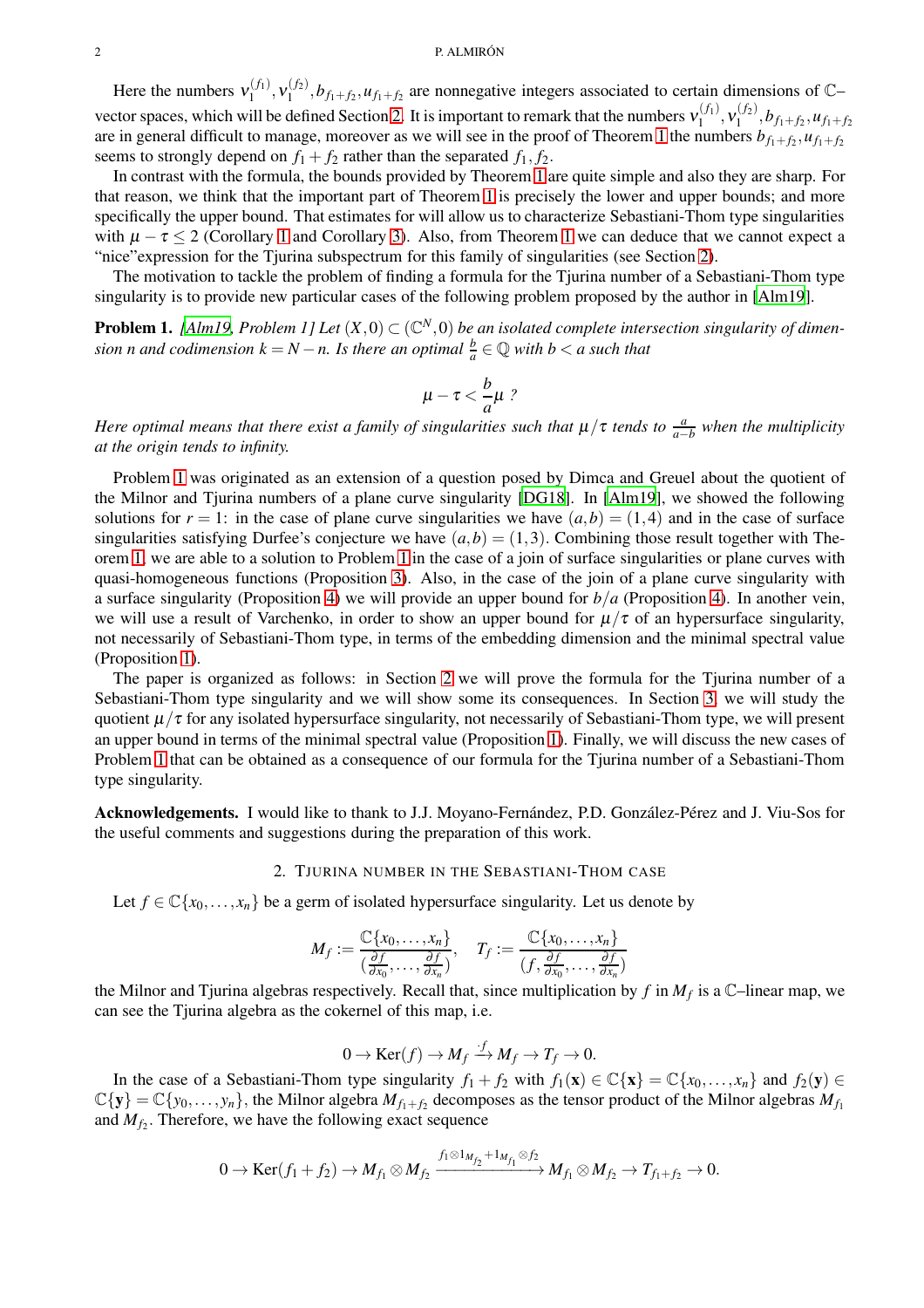Here the numbers $\nu_1^{(f_1)}, \nu_1^{(f_2)}, b_{f_1+f_2}, u_{f_1+f_2}$ are nonnegative integers associated to certain dimensions of $\mathbb{C}$–vector spaces, which will be defined Section 2. It is important to remark that the numbers $\nu_1^{(f_1)}, \nu_1^{(f_2)}, b_{f_1+f_2}, u_{f_1+f_2}$ are in general difficult to manage, moreover as we will see in the proof of Theorem 1 the numbers $b_{f_1+f_2}, u_{f_1+f_2}$ seems to strongly depend on $f_1+f_2$ rather than the separated $f_1, f_2$.

In contrast with the formula, the bounds provided by Theorem 1 are quite simple and also they are sharp. For that reason, we think that the important part of Theorem 1 is precisely the lower and upper bounds; and more specifically the upper bound. That estimates for will allow us to characterize Sebastiani-Thom type singularities with $\mu - \tau \leq 2$ (Corollary 1 and Corollary 3). Also, from Theorem 1 we can deduce that we cannot expect a "nice"expression for the Tjurina subspectrum for this family of singularities (see Section 2).

The motivation to tackle the problem of finding a formula for the Tjurina number of a Sebastiani-Thom type singularity is to provide new particular cases of the following problem proposed by the author in [Alm19].

**Problem 1.** *[Alm19, Problem 1] Let $(X,0) \subset (\mathbb{C}^N, 0)$ be an isolated complete intersection singularity of dimension $n$ and codimension $k = N - n$. Is there an optimal $\frac{b}{a} \in \mathbb{Q}$ with $b < a$ such that*

$$\mu - \tau < \frac{b}{a}\mu \ ?$$

*Here optimal means that there exist a family of singularities such that $\mu/\tau$ tends to $\frac{a}{a-b}$ when the multiplicity at the origin tends to infinity.*

Problem 1 was originated as an extension of a question posed by Dimca and Greuel about the quotient of the Milnor and Tjurina numbers of a plane curve singularity [DG18]. In [Alm19], we showed the following solutions for $r = 1$: in the case of plane curve singularities we have $(a,b) = (1,4)$ and in the case of surface singularities satisfying Durfee's conjecture we have $(a,b) = (1,3)$. Combining those result together with Theorem 1, we are able to a solution to Problem 1 in the case of a join of surface singularities or plane curves with quasi-homogeneous functions (Proposition 3). Also, in the case of the join of a plane curve singularity with a surface singularity (Proposition 4) we will provide an upper bound for $b/a$ (Proposition 4). In another vein, we will use a result of Varchenko, in order to show an upper bound for $\mu/\tau$ of an hypersurface singularity, not necessarily of Sebastiani-Thom type, in terms of the embedding dimension and the minimal spectral value (Proposition 1).

The paper is organized as follows: in Section 2 we will prove the formula for the Tjurina number of a Sebastiani-Thom type singularity and we will show some its consequences. In Section 3, we will study the quotient $\mu/\tau$ for any isolated hypersurface singularity, not necessarily of Sebastiani-Thom type, we will present an upper bound in terms of the minimal spectral value (Proposition 1). Finally, we will discuss the new cases of Problem 1 that can be obtained as a consequence of our formula for the Tjurina number of a Sebastiani-Thom type singularity.

**Acknowledgements.** I would like to thank to J.J. Moyano-Fernández, P.D. González-Pérez and J. Viu-Sos for the useful comments and suggestions during the preparation of this work.

## 2. Tjurina number in the Sebastiani-Thom case

Let $f \in \mathbb{C}\{x_0, \ldots, x_n\}$ be a germ of isolated hypersurface singularity. Let us denote by

$$M_f := \frac{\mathbb{C}\{x_0, \ldots, x_n\}}{(\frac{\partial f}{\partial x_0}, \ldots, \frac{\partial f}{\partial x_n})}, \quad T_f := \frac{\mathbb{C}\{x_0, \ldots, x_n\}}{(f, \frac{\partial f}{\partial x_0}, \ldots, \frac{\partial f}{\partial x_n})}$$

the Milnor and Tjurina algebras respectively. Recall that, since multiplication by $f$ in $M_f$ is a $\mathbb{C}$–linear map, we can see the Tjurina algebra as the cokernel of this map, i.e.

$$0 \to \mathrm{Ker}(f) \to M_f \xrightarrow{\cdot f} M_f \to T_f \to 0.$$

In the case of a Sebastiani-Thom type singularity $f_1 + f_2$ with $f_1(\mathbf{x}) \in \mathbb{C}\{\mathbf{x}\} = \mathbb{C}\{x_0, \ldots, x_n\}$ and $f_2(\mathbf{y}) \in \mathbb{C}\{\mathbf{y}\} = \mathbb{C}\{y_0, \ldots, y_n\}$, the Milnor algebra $M_{f_1+f_2}$ decomposes as the tensor product of the Milnor algebras $M_{f_1}$ and $M_{f_2}$. Therefore, we have the following exact sequence

$$0 \to \mathrm{Ker}(f_1+f_2) \to M_{f_1} \otimes M_{f_2} \xrightarrow{f_1 \otimes 1_{M_{f_2}} + 1_{M_{f_1}} \otimes f_2} M_{f_1} \otimes M_{f_2} \to T_{f_1+f_2} \to 0.$$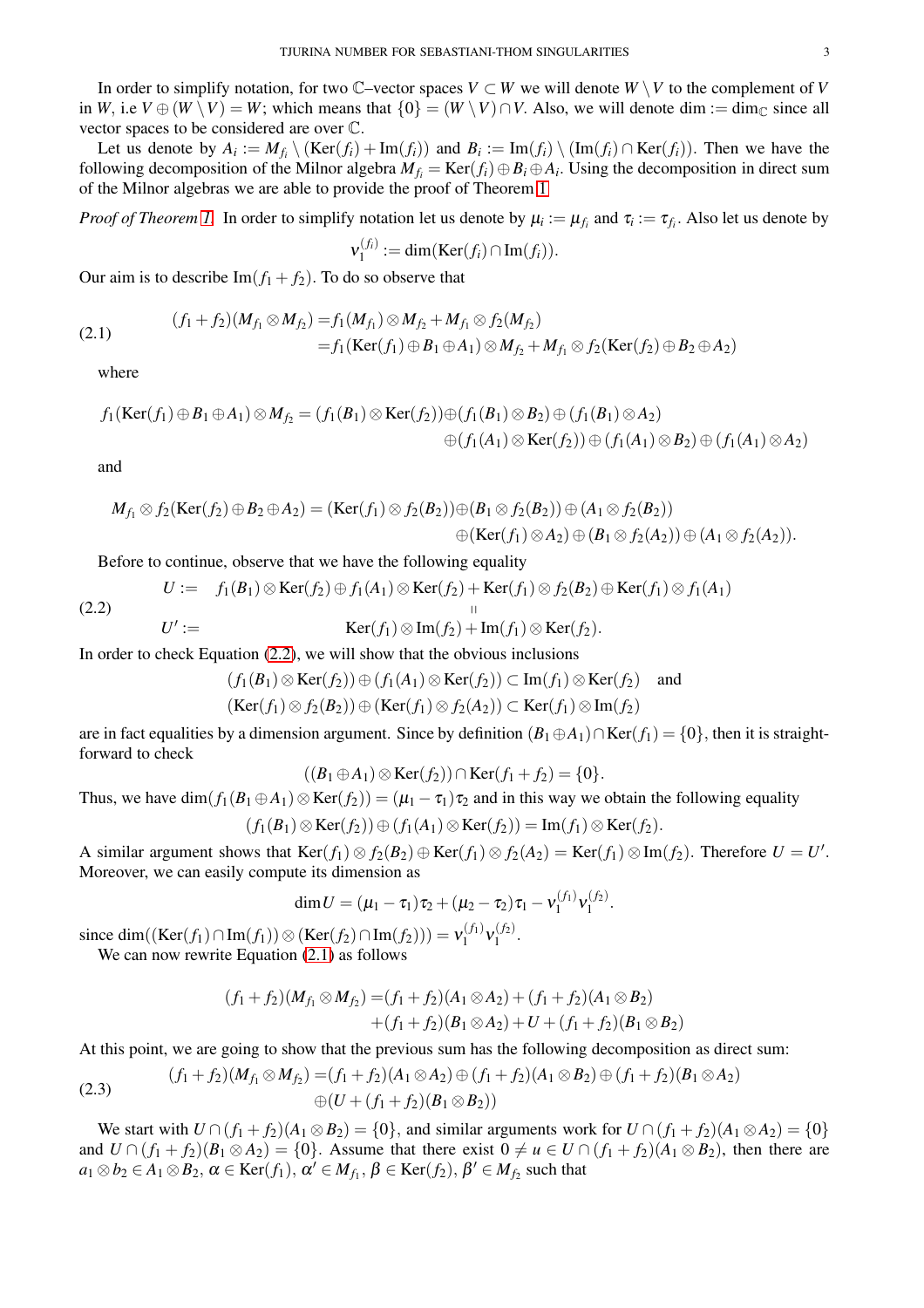In order to simplify notation, for two $\mathbb{C}$–vector spaces $V \subset W$ we will denote $W \setminus V$ to the complement of $V$ in $W$, i.e $V \oplus (W \setminus V) = W$; which means that $\{0\} = (W \setminus V) \cap V$. Also, we will denote $\dim := \dim_{\mathbb{C}}$ since all vector spaces to be considered are over $\mathbb{C}$.

Let us denote by $A_i := M_{f_i} \setminus (\mathrm{Ker}(f_i) + \mathrm{Im}(f_i))$ and $B_i := \mathrm{Im}(f_i) \setminus (\mathrm{Im}(f_i) \cap \mathrm{Ker}(f_i))$. Then we have the following decomposition of the Milnor algebra $M_{f_i} = \mathrm{Ker}(f_i) \oplus B_i \oplus A_i$. Using the decomposition in direct sum of the Milnor algebras we are able to provide the proof of Theorem 1.

*Proof of Theorem 1.* In order to simplify notation let us denote by $\mu_i := \mu_{f_i}$ and $\tau_i := \tau_{f_i}$. Also let us denote by

$$\nu_1^{(f_i)} := \dim(\mathrm{Ker}(f_i) \cap \mathrm{Im}(f_i)).$$

Our aim is to describe $\mathrm{Im}(f_1 + f_2)$. To do so observe that

$$\begin{aligned} (f_1+f_2)(M_{f_1} \otimes M_{f_2}) =& f_1(M_{f_1}) \otimes M_{f_2} + M_{f_1} \otimes f_2(M_{f_2}) \\ =& f_1(\mathrm{Ker}(f_1) \oplus B_1 \oplus A_1) \otimes M_{f_2} + M_{f_1} \otimes f_2(\mathrm{Ker}(f_2) \oplus B_2 \oplus A_2) \end{aligned} \tag{2.1}$$

where

$$\begin{aligned} f_1(\mathrm{Ker}(f_1) \oplus B_1 \oplus A_1) \otimes M_{f_2} = (f_1(B_1) \otimes \mathrm{Ker}(f_2)) &\oplus (f_1(B_1) \otimes B_2) \oplus (f_1(B_1) \otimes A_2) \\ &\oplus (f_1(A_1) \otimes \mathrm{Ker}(f_2)) \oplus (f_1(A_1) \otimes B_2) \oplus (f_1(A_1) \otimes A_2) \end{aligned}$$

and

$$\begin{aligned} M_{f_1} \otimes f_2(\mathrm{Ker}(f_2) \oplus B_2 \oplus A_2) = (\mathrm{Ker}(f_1) \otimes f_2(B_2)) &\oplus (B_1 \otimes f_2(B_2)) \oplus (A_1 \otimes f_2(B_2)) \\ &\oplus (\mathrm{Ker}(f_1) \otimes A_2) \oplus (B_1 \otimes f_2(A_2)) \oplus (A_1 \otimes f_2(A_2)). \end{aligned}$$

Before to continue, observe that we have the following equality

$$\begin{aligned} U :=& \quad f_1(B_1) \otimes \mathrm{Ker}(f_2) \oplus f_1(A_1) \otimes \mathrm{Ker}(f_2) + \mathrm{Ker}(f_1) \otimes f_2(B_2) \oplus \mathrm{Ker}(f_1) \otimes f_1(A_1) \\ & \qquad\qquad\qquad\qquad\qquad \shortparallel \\ U' :=& \qquad\qquad\qquad \mathrm{Ker}(f_1) \otimes \mathrm{Im}(f_2) + \mathrm{Im}(f_1) \otimes \mathrm{Ker}(f_2). \end{aligned} \tag{2.2}$$

In order to check Equation (2.2), we will show that the obvious inclusions

$$\begin{aligned} (f_1(B_1) \otimes \mathrm{Ker}(f_2)) \oplus (f_1(A_1) \otimes \mathrm{Ker}(f_2)) &\subset \mathrm{Im}(f_1) \otimes \mathrm{Ker}(f_2) \quad \text{and} \\ (\mathrm{Ker}(f_1) \otimes f_2(B_2)) \oplus (\mathrm{Ker}(f_1) \otimes f_2(A_2)) &\subset \mathrm{Ker}(f_1) \otimes \mathrm{Im}(f_2) \end{aligned}$$

are in fact equalities by a dimension argument. Since by definition $(B_1 \oplus A_1) \cap \mathrm{Ker}(f_1) = \{0\}$, then it is straightforward to check

$$((B_1 \oplus A_1) \otimes \mathrm{Ker}(f_2)) \cap \mathrm{Ker}(f_1 + f_2) = \{0\}.$$

Thus, we have $\dim(f_1(B_1 \oplus A_1) \otimes \mathrm{Ker}(f_2)) = (\mu_1 - \tau_1)\tau_2$ and in this way we obtain the following equality

$$(f_1(B_1) \otimes \mathrm{Ker}(f_2)) \oplus (f_1(A_1) \otimes \mathrm{Ker}(f_2)) = \mathrm{Im}(f_1) \otimes \mathrm{Ker}(f_2).$$

A similar argument shows that $\mathrm{Ker}(f_1) \otimes f_2(B_2) \oplus \mathrm{Ker}(f_1) \otimes f_2(A_2) = \mathrm{Ker}(f_1) \otimes \mathrm{Im}(f_2)$. Therefore $U = U'$. Moreover, we can easily compute its dimension as

$$\dim U = (\mu_1 - \tau_1)\tau_2 + (\mu_2 - \tau_2)\tau_1 - \nu_1^{(f_1)}\nu_1^{(f_2)}.$$

since $\dim((\mathrm{Ker}(f_1) \cap \mathrm{Im}(f_1)) \otimes (\mathrm{Ker}(f_2) \cap \mathrm{Im}(f_2))) = \nu_1^{(f_1)}\nu_1^{(f_2)}$.

We can now rewrite Equation (2.1) as follows

$$\begin{aligned} (f_1+f_2)(M_{f_1} \otimes M_{f_2}) =& (f_1+f_2)(A_1 \otimes A_2) + (f_1+f_2)(A_1 \otimes B_2) \\ &+ (f_1+f_2)(B_1 \otimes A_2) + U + (f_1+f_2)(B_1 \otimes B_2) \end{aligned}$$

At this point, we are going to show that the previous sum has the following decomposition as direct sum:

$$\begin{aligned} (f_1+f_2)(M_{f_1} \otimes M_{f_2}) =& (f_1+f_2)(A_1 \otimes A_2) \oplus (f_1+f_2)(A_1 \otimes B_2) \oplus (f_1+f_2)(B_1 \otimes A_2) \\ &\oplus (U + (f_1+f_2)(B_1 \otimes B_2)) \end{aligned} \tag{2.3}$$

We start with $U \cap (f_1+f_2)(A_1 \otimes B_2) = \{0\}$, and similar arguments work for $U \cap (f_1+f_2)(A_1 \otimes A_2) = \{0\}$ and $U \cap (f_1+f_2)(B_1 \otimes A_2) = \{0\}$. Assume that there exist $0 \neq u \in U \cap (f_1+f_2)(A_1 \otimes B_2)$, then there are $a_1 \otimes b_2 \in A_1 \otimes B_2$, $\alpha \in \mathrm{Ker}(f_1)$, $\alpha' \in M_{f_1}$, $\beta \in \mathrm{Ker}(f_2)$, $\beta' \in M_{f_2}$ such that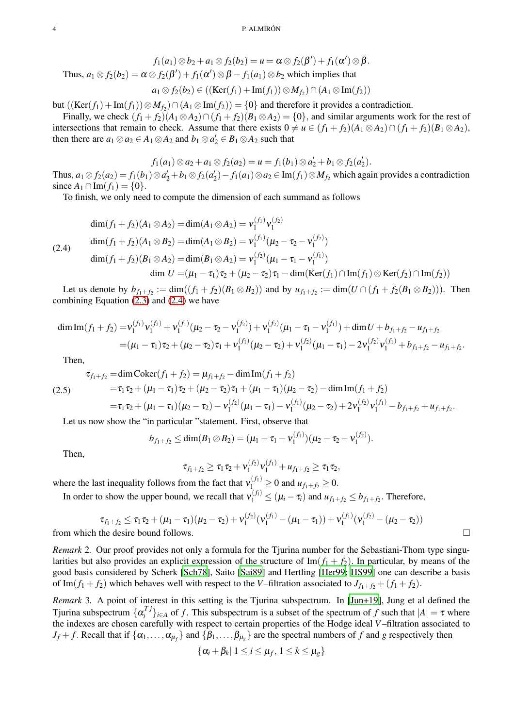$$f_1(a_1)\otimes b_2 + a_1\otimes f_2(b_2) = u = \alpha\otimes f_2(\beta') + f_1(\alpha')\otimes\beta.$$

Thus, $a_1\otimes f_2(b_2) = \alpha\otimes f_2(\beta') + f_1(\alpha')\otimes\beta - f_1(a_1)\otimes b_2$ which implies that

$$a_1\otimes f_2(b_2)\in ((\mathrm{Ker}(f_1)+\mathrm{Im}(f_1))\otimes M_{f_2})\cap(A_1\otimes \mathrm{Im}(f_2))$$

but $((\mathrm{Ker}(f_1)+\mathrm{Im}(f_1))\otimes M_{f_2})\cap(A_1\otimes \mathrm{Im}(f_2)) = \{0\}$ and therefore it provides a contradiction.

Finally, we check $(f_1+f_2)(A_1\otimes A_2)\cap(f_1+f_2)(B_1\otimes A_2)=\{0\}$, and similar arguments work for the rest of intersections that remain to check. Assume that there exists $0\neq u\in(f_1+f_2)(A_1\otimes A_2)\cap(f_1+f_2)(B_1\otimes A_2)$, then there are $a_1\otimes a_2\in A_1\otimes A_2$ and $b_1\otimes a_2'\in B_1\otimes A_2$ such that

$$f_1(a_1)\otimes a_2 + a_1\otimes f_2(a_2) = u = f_1(b_1)\otimes a_2' + b_1\otimes f_2(a_2').$$

Thus, $a_1\otimes f_2(a_2) = f_1(b_1)\otimes a_2' + b_1\otimes f_2(a_2') - f_1(a_1)\otimes a_2\in \mathrm{Im}(f_1)\otimes M_{f_2}$ which again provides a contradiction since $A_1\cap\mathrm{Im}(f_1)=\{0\}$.

To finish, we only need to compute the dimension of each summand as follows

$$
\begin{aligned}
\dim(f_1+f_2)(A_1\otimes A_2) &= \dim(A_1\otimes A_2) = \nu_1^{(f_1)}\nu_1^{(f_2)}\\
\dim(f_1+f_2)(A_1\otimes B_2) &= \dim(A_1\otimes B_2) = \nu_1^{(f_1)}(\mu_2-\tau_2-\nu_1^{(f_2)})\\
\dim(f_1+f_2)(B_1\otimes A_2) &= \dim(B_1\otimes A_2) = \nu_1^{(f_2)}(\mu_1-\tau_1-\nu_1^{(f_1)})\\
\dim U &= (\mu_1-\tau_1)\tau_2 + (\mu_2-\tau_2)\tau_1 - \dim(\mathrm{Ker}(f_1)\cap\mathrm{Im}(f_1)\otimes \mathrm{Ker}(f_2)\cap\mathrm{Im}(f_2))
\end{aligned}
\tag{2.4}
$$

Let us denote by $b_{f_1+f_2} := \dim((f_1+f_2)(B_1\otimes B_2))$ and by $u_{f_1+f_2} := \dim(U\cap(f_1+f_2(B_1\otimes B_2)))$. Then combining Equation (2.3) and (2.4) we have

$$
\begin{aligned}
\dim\mathrm{Im}(f_1+f_2) &= \nu_1^{(f_1)}\nu_1^{(f_2)} + \nu_1^{(f_1)}(\mu_2-\tau_2-\nu_1^{(f_2)}) + \nu_1^{(f_2)}(\mu_1-\tau_1-\nu_1^{(f_1)}) + \dim U + b_{f_1+f_2} - u_{f_1+f_2}\\
&= (\mu_1-\tau_1)\tau_2 + (\mu_2-\tau_2)\tau_1 + \nu_1^{(f_1)}(\mu_2-\tau_2) + \nu_1^{(f_2)}(\mu_1-\tau_1) - 2\nu_1^{(f_2)}\nu_1^{(f_1)} + b_{f_1+f_2} - u_{f_1+f_2}.
\end{aligned}
$$

Then,

$$
\begin{aligned}
\tau_{f_1+f_2} &= \dim\mathrm{Coker}(f_1+f_2) = \mu_{f_1+f_2} - \dim\mathrm{Im}(f_1+f_2)\\
&= \tau_1\tau_2 + (\mu_1-\tau_1)\tau_2 + (\mu_2-\tau_2)\tau_1 + (\mu_1-\tau_1)(\mu_2-\tau_2) - \dim\mathrm{Im}(f_1+f_2)\\
&= \tau_1\tau_2 + (\mu_1-\tau_1)(\mu_2-\tau_2) - \nu_1^{(f_2)}(\mu_1-\tau_1) - \nu_1^{(f_1)}(\mu_2-\tau_2) + 2\nu_1^{(f_2)}\nu_1^{(f_1)} - b_{f_1+f_2} + u_{f_1+f_2}.
\end{aligned}
\tag{2.5}
$$

Let us now show the "in particular "statement. First, observe that

$$b_{f_1+f_2}\leq \dim(B_1\otimes B_2) = (\mu_1-\tau_1-\nu_1^{(f_1)})(\mu_2-\tau_2-\nu_1^{(f_2)}).$$

Then,

$$\tau_{f_1+f_2}\geq \tau_1\tau_2 + \nu_1^{(f_2)}\nu_1^{(f_1)} + u_{f_1+f_2}\geq \tau_1\tau_2,$$

where the last inequality follows from the fact that $\nu_1^{(f_1)}\geq 0$ and $u_{f_1+f_2}\geq 0$.

In order to show the upper bound, we recall that $\nu_1^{(f_i)}\leq(\mu_i-\tau_i)$ and $u_{f_1+f_2}\leq b_{f_1+f_2}$. Therefore,

$$\tau_{f_1+f_2}\leq \tau_1\tau_2 + (\mu_1-\tau_1)(\mu_2-\tau_2) + \nu_1^{(f_2)}(\nu_1^{(f_1)}-(\mu_1-\tau_1)) + \nu_1^{(f_1)}(\nu_1^{(f_2)}-(\mu_2-\tau_2))$$

from which the desire bound follows. $\square$

*Remark* 2. Our proof provides not only a formula for the Tjurina number for the Sebastiani-Thom type singularities but also provides an explicit expression of the structure of $\mathrm{Im}(f_1+f_2)$. In particular, by means of the good basis considered by Scherk [Sch78], Saito [Sai89] and Hertling [Her99; HS99] one can describe a basis of $\mathrm{Im}(f_1+f_2)$ which behaves well with respect to the $V$–filtration associated to $J_{f_1+f_2}+(f_1+f_2)$.

*Remark* 3. A point of interest in this setting is the Tjurina subspectrum. In [Jun+19], Jung et al defined the Tjurina subspectrum $\{\alpha_i^{Tj}\}_{i\in A}$ of $f$. This subspectrum is a subset of the spectrum of $f$ such that $|A|=\tau$ where the indexes are chosen carefully with respect to certain properties of the Hodge ideal $V$–filtration associated to $J_f+f$. Recall that if $\{\alpha_1,\ldots,\alpha_{\mu_f}\}$ and $\{\beta_1,\ldots,\beta_{\mu_g}\}$ are the spectral numbers of $f$ and $g$ respectively then

$$\{\alpha_i+\beta_k\,|\,1\leq i\leq\mu_f,\,1\leq k\leq\mu_g\}$$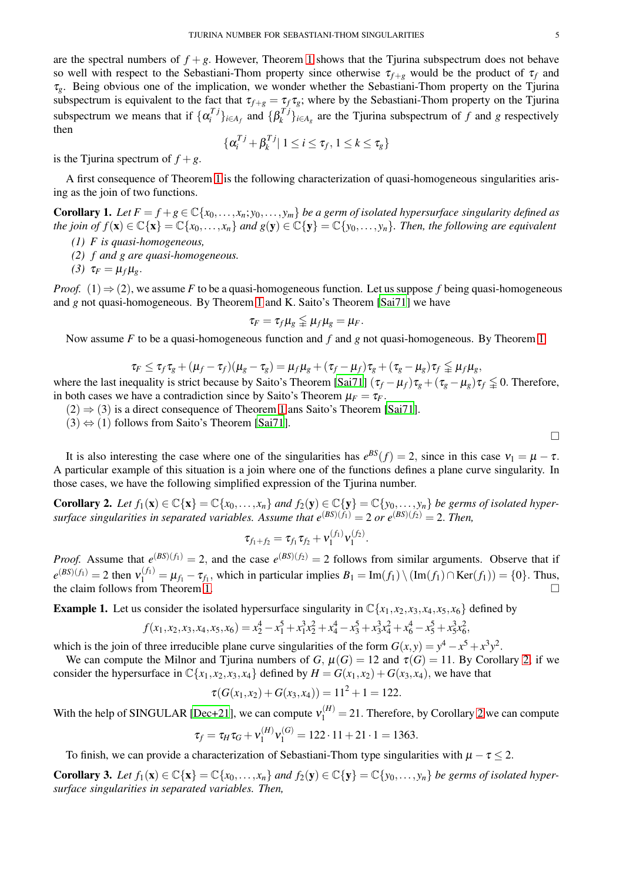are the spectral numbers of $f+g$. However, Theorem 1 shows that the Tjurina subspectrum does not behave so well with respect to the Sebastiani-Thom property since otherwise $\tau_{f+g}$ would be the product of $\tau_f$ and $\tau_g$. Being obvious one of the implication, we wonder whether the Sebastiani-Thom property on the Tjurina subspectrum is equivalent to the fact that $\tau_{f+g}=\tau_f\tau_g$; where by the Sebastiani-Thom property on the Tjurina subspectrum we means that if $\{\alpha_i^{Tj}\}_{i\in A_f}$ and $\{\beta_k^{Tj}\}_{i\in A_g}$ are the Tjurina subspectrum of $f$ and $g$ respectively then

$$\{\alpha_i^{Tj}+\beta_k^{Tj} \,|\, 1\leq i\leq \tau_f,\, 1\leq k\leq \tau_g\}$$

is the Tjurina spectrum of $f+g$.

A first consequence of Theorem 1 is the following characterization of quasi-homogeneous singularities arising as the join of two functions.

**Corollary 1.** *Let $F=f+g\in\mathbb{C}\{x_0,\dots,x_n;y_0,\dots,y_m\}$ be a germ of isolated hypersurface singularity defined as the join of $f(\mathbf{x})\in\mathbb{C}\{\mathbf{x}\}=\mathbb{C}\{x_0,\dots,x_n\}$ and $g(\mathbf{y})\in\mathbb{C}\{\mathbf{y}\}=\mathbb{C}\{y_0,\dots,y_n\}$. Then, the following are equivalent*

*(1) $F$ is quasi-homogeneous,*
*(2) $f$ and $g$ are quasi-homogeneous.*
*(3) $\tau_F=\mu_f\mu_g$.*

*Proof.* $(1)\Rightarrow(2)$, we assume $F$ to be a quasi-homogeneous function. Let us suppose $f$ being quasi-homogeneous and $g$ not quasi-homogeneous. By Theorem 1 and K. Saito's Theorem [Sai71] we have

$$\tau_F=\tau_f\mu_g\lneq\mu_f\mu_g=\mu_F.$$

Now assume $F$ to be a quasi-homogeneous function and $f$ and $g$ not quasi-homogeneous. By Theorem 1

$$\tau_F\leq\tau_f\tau_g+(\mu_f-\tau_f)(\mu_g-\tau_g)=\mu_f\mu_g+(\tau_f-\mu_f)\tau_g+(\tau_g-\mu_g)\tau_f\lneq\mu_f\mu_g,$$

where the last inequality is strict because by Saito's Theorem [Sai71] $(\tau_f-\mu_f)\tau_g+(\tau_g-\mu_g)\tau_f\lneq 0$. Therefore, in both cases we have a contradiction since by Saito's Theorem $\mu_F=\tau_F$.

$(2)\Rightarrow(3)$ is a direct consequence of Theorem 1 ans Saito's Theorem [Sai71].

$(3)\Leftrightarrow(1)$ follows from Saito's Theorem [Sai71]. □

It is also interesting the case where one of the singularities has $e^{BS}(f)=2$, since in this case $\nu_1=\mu-\tau$. A particular example of this situation is a join where one of the functions defines a plane curve singularity. In those cases, we have the following simplified expression of the Tjurina number.

**Corollary 2.** *Let $f_1(\mathbf{x})\in\mathbb{C}\{\mathbf{x}\}=\mathbb{C}\{x_0,\dots,x_n\}$ and $f_2(\mathbf{y})\in\mathbb{C}\{\mathbf{y}\}=\mathbb{C}\{y_0,\dots,y_n\}$ be germs of isolated hypersurface singularities in separated variables. Assume that $e^{(BS)(f_1)}=2$ or $e^{(BS)(f_2)}=2$. Then,*

$$\tau_{f_1+f_2}=\tau_{f_1}\tau_{f_2}+\nu_1^{(f_1)}\nu_1^{(f_2)}.$$

*Proof.* Assume that $e^{(BS)(f_1)}=2$, and the case $e^{(BS)(f_2)}=2$ follows from similar arguments. Observe that if $e^{(BS)(f_1)}=2$ then $\nu_1^{(f_1)}=\mu_{f_1}-\tau_{f_1}$, which in particular implies $B_1=\mathrm{Im}(f_1)\setminus(\mathrm{Im}(f_1)\cap\mathrm{Ker}(f_1))=\{0\}$. Thus, the claim follows from Theorem 1. □

**Example 1.** Let us consider the isolated hypersurface singularity in $\mathbb{C}\{x_1,x_2,x_3,x_4,x_5,x_6\}$ defined by

$$f(x_1,x_2,x_3,x_4,x_5,x_6)=x_2^4-x_1^5+x_1^3x_2^2+x_4^4-x_3^5+x_3^3x_4^2+x_6^4-x_5^5+x_5^3x_6^2,$$

which is the join of three irreducible plane curve singularities of the form $G(x,y)=y^4-x^5+x^3y^2$.

We can compute the Milnor and Tjurina numbers of $G$, $\mu(G)=12$ and $\tau(G)=11$. By Corollary 2, if we consider the hypersurface in $\mathbb{C}\{x_1,x_2,x_3,x_4\}$ defined by $H=G(x_1,x_2)+G(x_3,x_4)$, we have that

$$\tau(G(x_1,x_2)+G(x_3,x_4))=11^2+1=122.$$

With the help of SINGULAR [Dec+21], we can compute $\nu_1^{(H)}=21$. Therefore, by Corollary 2 we can compute

$$\tau_f=\tau_H\tau_G+\nu_1^{(H)}\nu_1^{(G)}=122\cdot 11+21\cdot 1=1363.$$

To finish, we can provide a characterization of Sebastiani-Thom type singularities with $\mu-\tau\leq 2$.

**Corollary 3.** *Let $f_1(\mathbf{x})\in\mathbb{C}\{\mathbf{x}\}=\mathbb{C}\{x_0,\dots,x_n\}$ and $f_2(\mathbf{y})\in\mathbb{C}\{\mathbf{y}\}=\mathbb{C}\{y_0,\dots,y_n\}$ be germs of isolated hypersurface singularities in separated variables. Then,*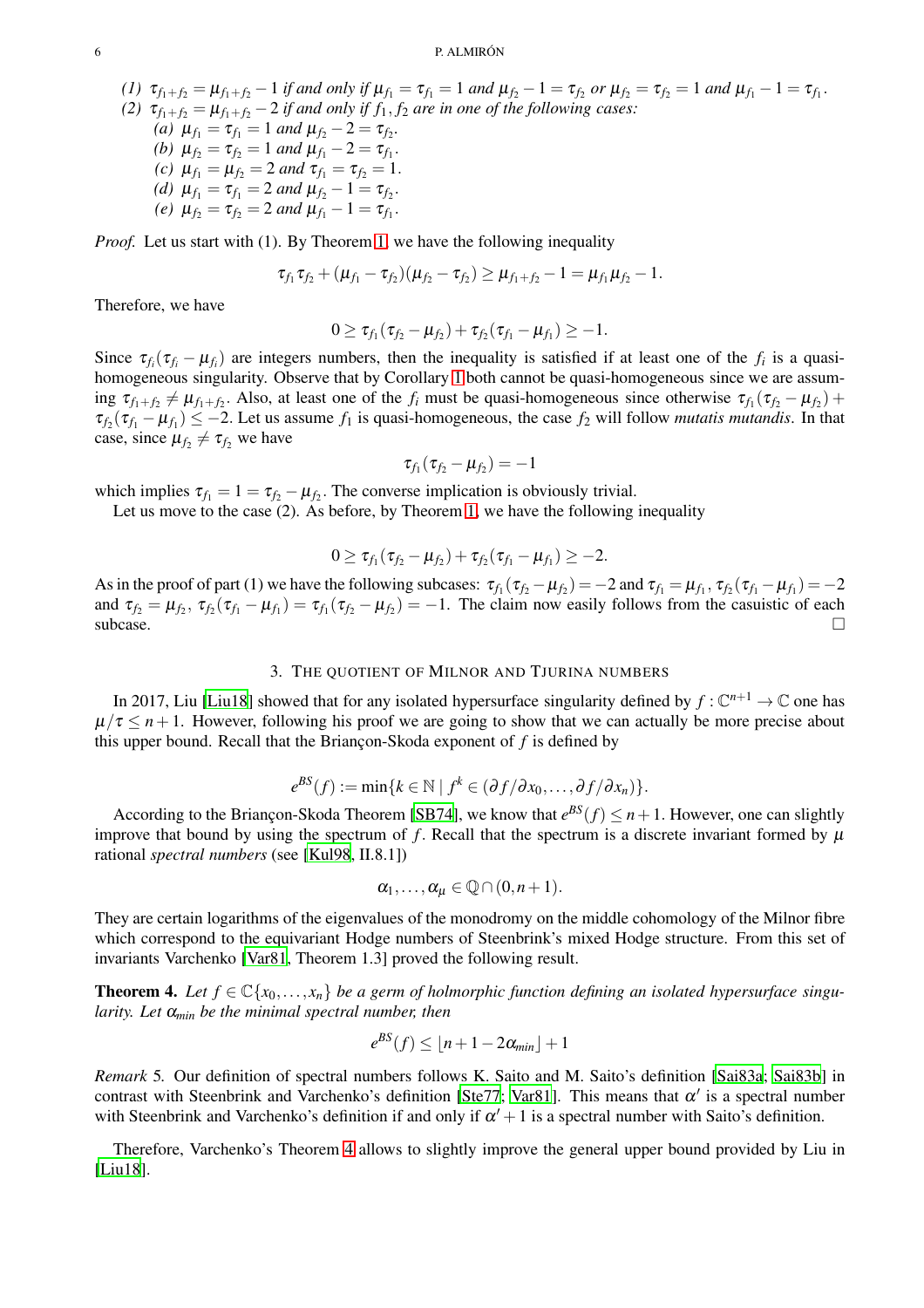*(1)* $\tau_{f_1+f_2} = \mu_{f_1+f_2} - 1$ *if and only if* $\mu_{f_1} = \tau_{f_1} = 1$ *and* $\mu_{f_2} - 1 = \tau_{f_2}$ *or* $\mu_{f_2} = \tau_{f_2} = 1$ *and* $\mu_{f_1} - 1 = \tau_{f_1}$*.*

*(2)* $\tau_{f_1+f_2} = \mu_{f_1+f_2} - 2$ *if and only if* $f_1, f_2$ *are in one of the following cases:*

*(a)* $\mu_{f_1} = \tau_{f_1} = 1$ *and* $\mu_{f_2} - 2 = \tau_{f_2}$*.*

*(b)* $\mu_{f_2} = \tau_{f_2} = 1$ *and* $\mu_{f_1} - 2 = \tau_{f_1}$*.*

*(c)* $\mu_{f_1} = \mu_{f_2} = 2$ *and* $\tau_{f_1} = \tau_{f_2} = 1$*.*

*(d)* $\mu_{f_1} = \tau_{f_1} = 2$ *and* $\mu_{f_2} - 1 = \tau_{f_2}$*.*

*(e)* $\mu_{f_2} = \tau_{f_2} = 2$ *and* $\mu_{f_1} - 1 = \tau_{f_1}$*.*

*Proof.* Let us start with (1). By Theorem 1, we have the following inequality

$$\tau_{f_1}\tau_{f_2} + (\mu_{f_1} - \tau_{f_2})(\mu_{f_2} - \tau_{f_2}) \geq \mu_{f_1+f_2} - 1 = \mu_{f_1}\mu_{f_2} - 1.$$

Therefore, we have

$$0 \geq \tau_{f_1}(\tau_{f_2} - \mu_{f_2}) + \tau_{f_2}(\tau_{f_1} - \mu_{f_1}) \geq -1.$$

Since $\tau_{f_i}(\tau_{f_i} - \mu_{f_i})$ are integers numbers, then the inequality is satisfied if at least one of the $f_i$ is a quasi-homogeneous singularity. Observe that by Corollary 1 both cannot be quasi-homogeneous since we are assuming $\tau_{f_1+f_2} \neq \mu_{f_1+f_2}$. Also, at least one of the $f_i$ must be quasi-homogeneous since otherwise $\tau_{f_1}(\tau_{f_2} - \mu_{f_2}) + \tau_{f_2}(\tau_{f_1} - \mu_{f_1}) \leq -2$. Let us assume $f_1$ is quasi-homogeneous, the case $f_2$ will follow *mutatis mutandis*. In that case, since $\mu_{f_2} \neq \tau_{f_2}$ we have

$$\tau_{f_1}(\tau_{f_2} - \mu_{f_2}) = -1$$

which implies $\tau_{f_1} = 1 = \tau_{f_2} - \mu_{f_2}$. The converse implication is obviously trivial.

Let us move to the case (2). As before, by Theorem 1, we have the following inequality

$$0 \geq \tau_{f_1}(\tau_{f_2} - \mu_{f_2}) + \tau_{f_2}(\tau_{f_1} - \mu_{f_1}) \geq -2.$$

As in the proof of part (1) we have the following subcases: $\tau_{f_1}(\tau_{f_2} - \mu_{f_2}) = -2$ and $\tau_{f_1} = \mu_{f_1}$, $\tau_{f_2}(\tau_{f_1} - \mu_{f_1}) = -2$ and $\tau_{f_2} = \mu_{f_2}$, $\tau_{f_2}(\tau_{f_1} - \mu_{f_1}) = \tau_{f_1}(\tau_{f_2} - \mu_{f_2}) = -1$. The claim now easily follows from the casuistic of each subcase. □

## 3. The quotient of Milnor and Tjurina numbers

In 2017, Liu [Liu18] showed that for any isolated hypersurface singularity defined by $f : \mathbb{C}^{n+1} \to \mathbb{C}$ one has $\mu/\tau \leq n+1$. However, following his proof we are going to show that we can actually be more precise about this upper bound. Recall that the Briançon-Skoda exponent of $f$ is defined by

$$e^{BS}(f) := \min\{k \in \mathbb{N} \mid f^k \in (\partial f/\partial x_0, \dots, \partial f/\partial x_n)\}.$$

According to the Briançon-Skoda Theorem [SB74], we know that $e^{BS}(f) \leq n+1$. However, one can slightly improve that bound by using the spectrum of $f$. Recall that the spectrum is a discrete invariant formed by $\mu$ rational *spectral numbers* (see [Kul98, II.8.1])

$$\alpha_1, \dots, \alpha_\mu \in \mathbb{Q} \cap (0, n+1).$$

They are certain logarithms of the eigenvalues of the monodromy on the middle cohomology of the Milnor fibre which correspond to the equivariant Hodge numbers of Steenbrink's mixed Hodge structure. From this set of invariants Varchenko [Var81, Theorem 1.3] proved the following result.

**Theorem 4.** *Let* $f \in \mathbb{C}\{x_0, \dots, x_n\}$ *be a germ of holomorphic function defining an isolated hypersurface singularity. Let* $\alpha_{min}$ *be the minimal spectral number, then*

$$e^{BS}(f) \leq \lfloor n+1 - 2\alpha_{min} \rfloor + 1$$

*Remark* 5. Our definition of spectral numbers follows K. Saito and M. Saito's definition [Sai83a; Sai83b] in contrast with Steenbrink and Varchenko's definition [Ste77; Var81]. This means that $\alpha'$ is a spectral number with Steenbrink and Varchenko's definition if and only if $\alpha' + 1$ is a spectral number with Saito's definition.

Therefore, Varchenko's Theorem 4 allows to slightly improve the general upper bound provided by Liu in [Liu18].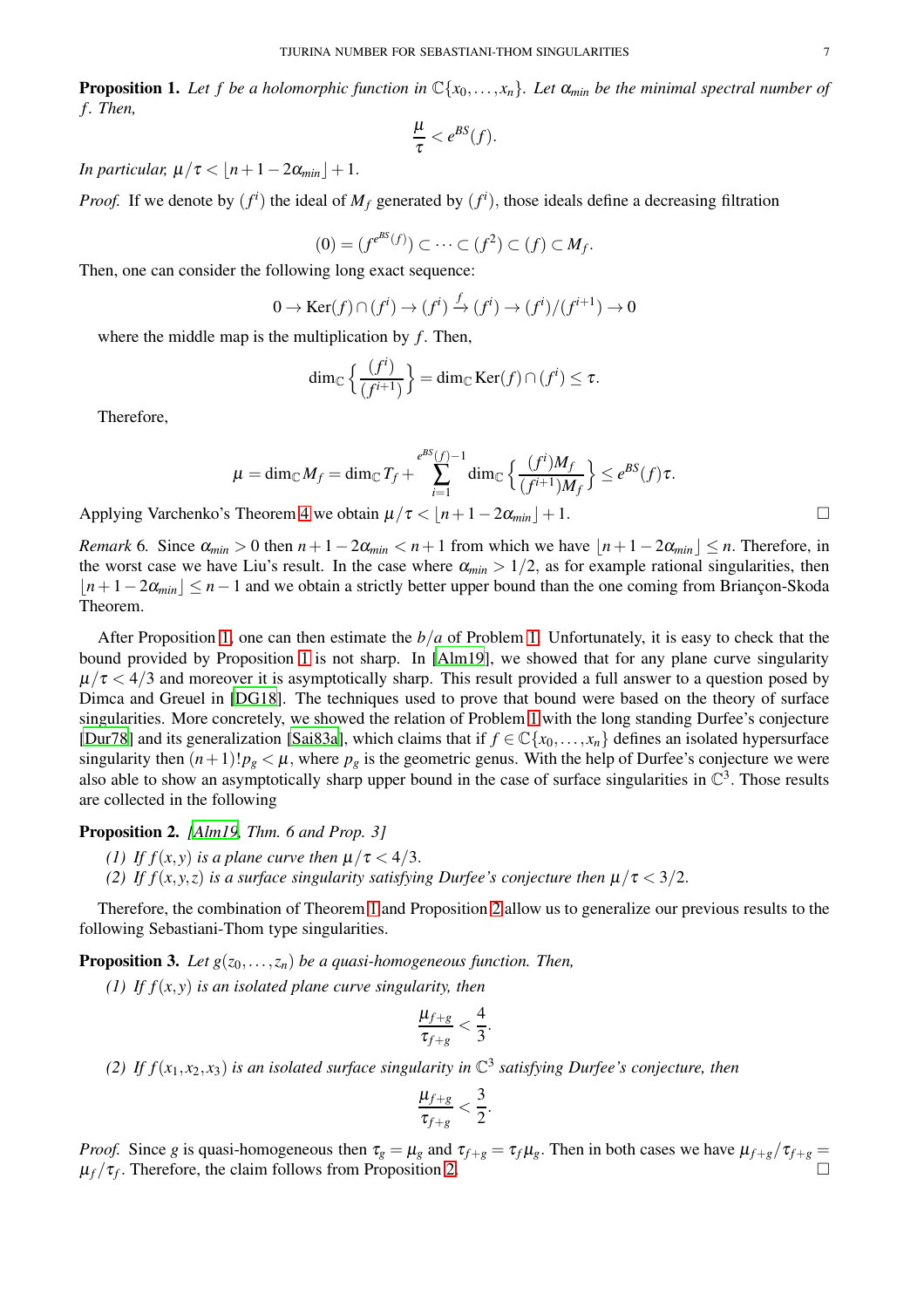**Proposition 1.** *Let $f$ be a holomorphic function in $\mathbb{C}\{x_0,\dots,x_n\}$. Let $\alpha_{min}$ be the minimal spectral number of $f$. Then,*

$$\frac{\mu}{\tau} < e^{BS}(f).$$

*In particular, $\mu/\tau < \lfloor n+1-2\alpha_{min} \rfloor + 1$.*

*Proof.* If we denote by $(f^i)$ the ideal of $M_f$ generated by $(f^i)$, those ideals define a decreasing filtration

$$(0) = (f^{e^{BS}(f)}) \subset \cdots \subset (f^2) \subset (f) \subset M_f.$$

Then, one can consider the following long exact sequence:

$$0 \to \operatorname{Ker}(f) \cap (f^i) \to (f^i) \xrightarrow{f} (f^i) \to (f^i)/(f^{i+1}) \to 0$$

where the middle map is the multiplication by $f$. Then,

$$\dim_{\mathbb{C}} \left\{ \frac{(f^i)}{(f^{i+1})} \right\} = \dim_{\mathbb{C}} \operatorname{Ker}(f) \cap (f^i) \leq \tau.$$

Therefore,

$$\mu = \dim_{\mathbb{C}} M_f = \dim_{\mathbb{C}} T_f + \sum_{i=1}^{e^{BS}(f)-1} \dim_{\mathbb{C}} \left\{ \frac{(f^i)M_f}{(f^{i+1})M_f} \right\} \leq e^{BS}(f)\tau.$$

Applying Varchenko's Theorem 4 we obtain $\mu/\tau < \lfloor n+1-2\alpha_{min} \rfloor + 1$. □

*Remark* 6. Since $\alpha_{min} > 0$ then $n+1-2\alpha_{min} < n+1$ from which we have $\lfloor n+1-2\alpha_{min} \rfloor \leq n$. Therefore, in the worst case we have Liu's result. In the case where $\alpha_{min} > 1/2$, as for example rational singularities, then $\lfloor n+1-2\alpha_{min} \rfloor \leq n-1$ and we obtain a strictly better upper bound than the one coming from Briançon-Skoda Theorem.

After Proposition 1, one can then estimate the $b/a$ of Problem 1. Unfortunately, it is easy to check that the bound provided by Proposition 1 is not sharp. In [Alm19], we showed that for any plane curve singularity $\mu/\tau < 4/3$ and moreover it is asymptotically sharp. This result provided a full answer to a question posed by Dimca and Greuel in [DG18]. The techniques used to prove that bound were based on the theory of surface singularities. More concretely, we showed the relation of Problem 1 with the long standing Durfee's conjecture [Dur78] and its generalization [Sai83a], which claims that if $f \in \mathbb{C}\{x_0,\dots,x_n\}$ defines an isolated hypersurface singularity then $(n+1)!p_g < \mu$, where $p_g$ is the geometric genus. With the help of Durfee's conjecture we were also able to show an asymptotically sharp upper bound in the case of surface singularities in $\mathbb{C}^3$. Those results are collected in the following

**Proposition 2.** *[Alm19, Thm. 6 and Prop. 3]*

*(1) If $f(x,y)$ is a plane curve then $\mu/\tau < 4/3$.*
*(2) If $f(x,y,z)$ is a surface singularity satisfying Durfee's conjecture then $\mu/\tau < 3/2$.*

Therefore, the combination of Theorem 1 and Proposition 2 allow us to generalize our previous results to the following Sebastiani-Thom type singularities.

**Proposition 3.** *Let $g(z_0,\dots,z_n)$ be a quasi-homogeneous function. Then,*

*(1) If $f(x,y)$ is an isolated plane curve singularity, then*

$$\frac{\mu_{f+g}}{\tau_{f+g}} < \frac{4}{3}.$$

*(2) If $f(x_1,x_2,x_3)$ is an isolated surface singularity in $\mathbb{C}^3$ satisfying Durfee's conjecture, then*

$$\frac{\mu_{f+g}}{\tau_{f+g}} < \frac{3}{2}.$$

*Proof.* Since $g$ is quasi-homogeneous then $\tau_g = \mu_g$ and $\tau_{f+g} = \tau_f \mu_g$. Then in both cases we have $\mu_{f+g}/\tau_{f+g} = \mu_f/\tau_f$. Therefore, the claim follows from Proposition 2. □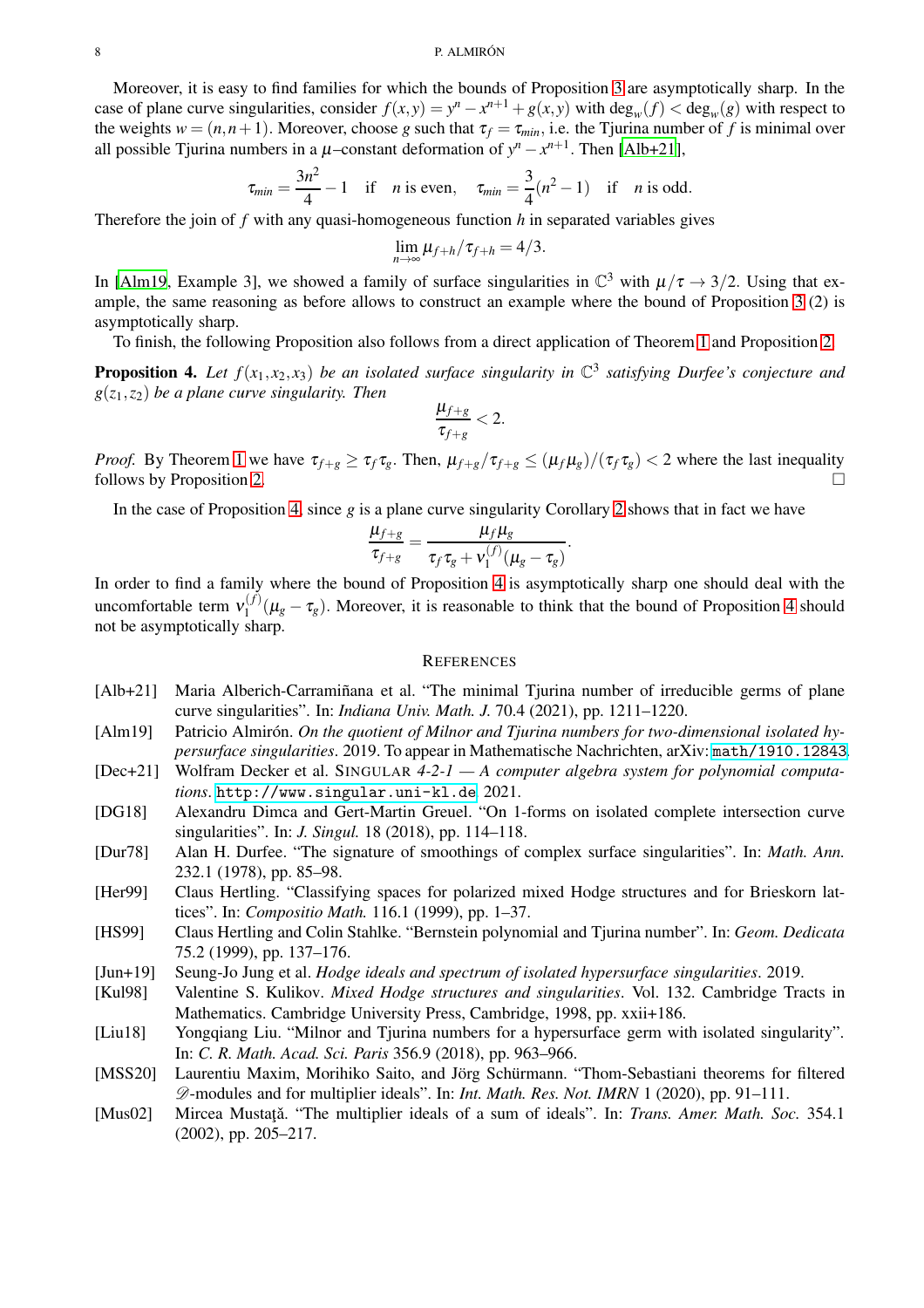Moreover, it is easy to find families for which the bounds of Proposition 3 are asymptotically sharp. In the case of plane curve singularities, consider $f(x,y) = y^n - x^{n+1} + g(x,y)$ with $\deg_w(f) < \deg_w(g)$ with respect to the weights $w = (n, n+1)$. Moreover, choose $g$ such that $\tau_f = \tau_{min}$, i.e. the Tjurina number of $f$ is minimal over all possible Tjurina numbers in a $\mu$–constant deformation of $y^n - x^{n+1}$. Then [Alb+21],

$$\tau_{min} = \frac{3n^2}{4} - 1 \quad \text{if} \quad n \text{ is even}, \qquad \tau_{min} = \frac{3}{4}(n^2-1) \quad \text{if} \quad n \text{ is odd}.$$

Therefore the join of $f$ with any quasi-homogeneous function $h$ in separated variables gives

$$\lim_{n\to\infty} \mu_{f+h}/\tau_{f+h} = 4/3.$$

In [Alm19, Example 3], we showed a family of surface singularities in $\mathbb{C}^3$ with $\mu/\tau \to 3/2$. Using that example, the same reasoning as before allows to construct an example where the bound of Proposition 3 (2) is asymptotically sharp.

To finish, the following Proposition also follows from a direct application of Theorem 1 and Proposition 2.

**Proposition 4.** *Let $f(x_1,x_2,x_3)$ be an isolated surface singularity in $\mathbb{C}^3$ satisfying Durfee's conjecture and $g(z_1,z_2)$ be a plane curve singularity. Then*

$$\frac{\mu_{f+g}}{\tau_{f+g}} < 2.$$

*Proof.* By Theorem 1 we have $\tau_{f+g} \geq \tau_f \tau_g$. Then, $\mu_{f+g}/\tau_{f+g} \leq (\mu_f \mu_g)/(\tau_f \tau_g) < 2$ where the last inequality follows by Proposition 2. □

In the case of Proposition 4, since $g$ is a plane curve singularity Corollary 2 shows that in fact we have

$$\frac{\mu_{f+g}}{\tau_{f+g}} = \frac{\mu_f \mu_g}{\tau_f \tau_g + \nu_1^{(f)}(\mu_g - \tau_g)}.$$

In order to find a family where the bound of Proposition 4 is asymptotically sharp one should deal with the uncomfortable term $\nu_1^{(f)}(\mu_g - \tau_g)$. Moreover, it is reasonable to think that the bound of Proposition 4 should not be asymptotically sharp.

## References

[Alb+21] Maria Alberich-Carramiñana et al. "The minimal Tjurina number of irreducible germs of plane curve singularities". In: *Indiana Univ. Math. J.* 70.4 (2021), pp. 1211–1220.

[Alm19] Patricio Almirón. *On the quotient of Milnor and Tjurina numbers for two-dimensional isolated hypersurface singularities*. 2019. To appear in Mathematische Nachrichten, arXiv: math/1910.12843.

[Dec+21] Wolfram Decker et al. SINGULAR *4-2-1 — A computer algebra system for polynomial computations*. http://www.singular.uni-kl.de. 2021.

[DG18] Alexandru Dimca and Gert-Martin Greuel. "On 1-forms on isolated complete intersection curve singularities". In: *J. Singul.* 18 (2018), pp. 114–118.

[Dur78] Alan H. Durfee. "The signature of smoothings of complex surface singularities". In: *Math. Ann.* 232.1 (1978), pp. 85–98.

[Her99] Claus Hertling. "Classifying spaces for polarized mixed Hodge structures and for Brieskorn lattices". In: *Compositio Math.* 116.1 (1999), pp. 1–37.

[HS99] Claus Hertling and Colin Stahlke. "Bernstein polynomial and Tjurina number". In: *Geom. Dedicata* 75.2 (1999), pp. 137–176.

[Jun+19] Seung-Jo Jung et al. *Hodge ideals and spectrum of isolated hypersurface singularities*. 2019.

[Kul98] Valentine S. Kulikov. *Mixed Hodge structures and singularities*. Vol. 132. Cambridge Tracts in Mathematics. Cambridge University Press, Cambridge, 1998, pp. xxii+186.

[Liu18] Yongqiang Liu. "Milnor and Tjurina numbers for a hypersurface germ with isolated singularity". In: *C. R. Math. Acad. Sci. Paris* 356.9 (2018), pp. 963–966.

[MSS20] Laurentiu Maxim, Morihiko Saito, and Jörg Schürmann. "Thom-Sebastiani theorems for filtered $\mathscr{D}$-modules and for multiplier ideals". In: *Int. Math. Res. Not. IMRN* 1 (2020), pp. 91–111.

[Mus02] Mircea Mustaţă. "The multiplier ideals of a sum of ideals". In: *Trans. Amer. Math. Soc.* 354.1 (2002), pp. 205–217.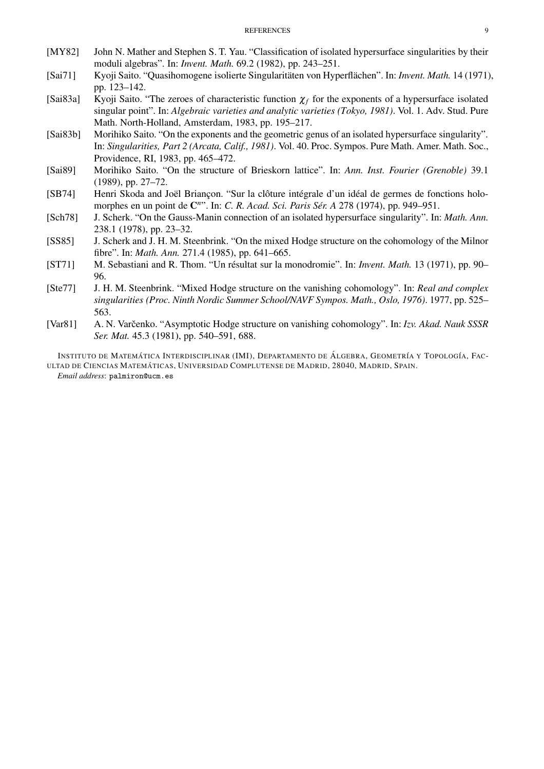[MY82] John N. Mather and Stephen S. T. Yau. "Classification of isolated hypersurface singularities by their moduli algebras". In: *Invent. Math.* 69.2 (1982), pp. 243–251.

[Sai71] Kyoji Saito. "Quasihomogene isolierte Singularitäten von Hyperflächen". In: *Invent. Math.* 14 (1971), pp. 123–142.

[Sai83a] Kyoji Saito. "The zeroes of characteristic function $\chi_f$ for the exponents of a hypersurface isolated singular point". In: *Algebraic varieties and analytic varieties (Tokyo, 1981)*. Vol. 1. Adv. Stud. Pure Math. North-Holland, Amsterdam, 1983, pp. 195–217.

[Sai83b] Morihiko Saito. "On the exponents and the geometric genus of an isolated hypersurface singularity". In: *Singularities, Part 2 (Arcata, Calif., 1981)*. Vol. 40. Proc. Sympos. Pure Math. Amer. Math. Soc., Providence, RI, 1983, pp. 465–472.

[Sai89] Morihiko Saito. "On the structure of Brieskorn lattice". In: *Ann. Inst. Fourier (Grenoble)* 39.1 (1989), pp. 27–72.

[SB74] Henri Skoda and Joël Briançon. "Sur la clôture intégrale d'un idéal de germes de fonctions holomorphes en un point de $\mathbf{C}^n$". In: *C. R. Acad. Sci. Paris Sér. A* 278 (1974), pp. 949–951.

[Sch78] J. Scherk. "On the Gauss-Manin connection of an isolated hypersurface singularity". In: *Math. Ann.* 238.1 (1978), pp. 23–32.

[SS85] J. Scherk and J. H. M. Steenbrink. "On the mixed Hodge structure on the cohomology of the Milnor fibre". In: *Math. Ann.* 271.4 (1985), pp. 641–665.

[ST71] M. Sebastiani and R. Thom. "Un résultat sur la monodromie". In: *Invent. Math.* 13 (1971), pp. 90–96.

[Ste77] J. H. M. Steenbrink. "Mixed Hodge structure on the vanishing cohomology". In: *Real and complex singularities (Proc. Ninth Nordic Summer School/NAVF Sympos. Math., Oslo, 1976)*. 1977, pp. 525–563.

[Var81] A. N. Varčenko. "Asymptotic Hodge structure on vanishing cohomology". In: *Izv. Akad. Nauk SSSR Ser. Mat.* 45.3 (1981), pp. 540–591, 688.

Instituto de Matemática Interdisciplinar (IMI), Departamento de Álgebra, Geometría y Topología, Facultad de Ciencias Matemáticas, Universidad Complutense de Madrid, 28040, Madrid, Spain.
*Email address*: palmiron@ucm.es